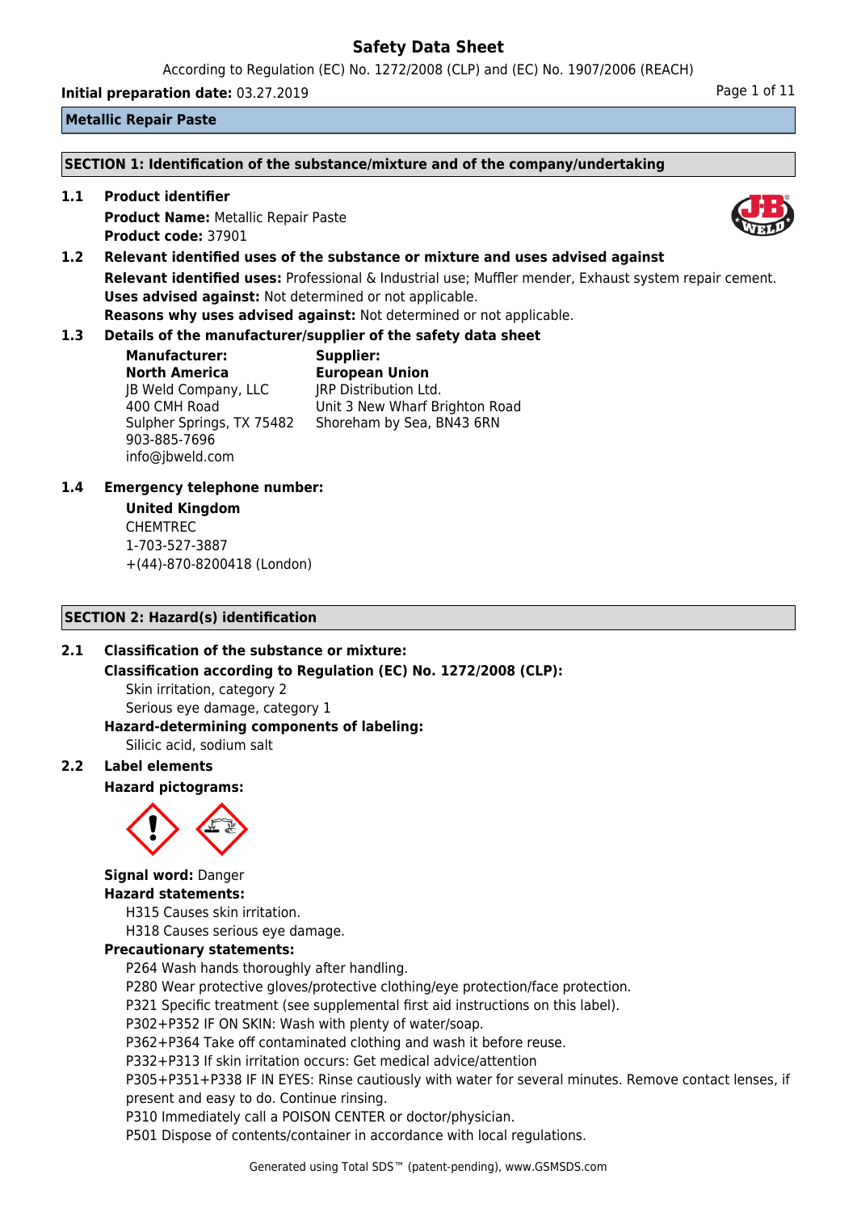# Safety Data Sheet

According to Regulation (EC) No. 1272/2008 (CLP) and (EC) No. 1907/2006 (REACH)

**Initial preparation date:** 03.27.2019

**Metallic Repair Paste**

## SECTION 1: Identification of the substance/mixture and of the company/undertaking

### 1.1 Product identifier

**Product Name:** Metallic Repair Paste
**Product code:** 37901

### 1.2 Relevant identified uses of the substance or mixture and uses advised against

**Relevant identified uses:** Professional & Industrial use; Muffler mender, Exhaust system repair cement.
**Uses advised against:** Not determined or not applicable.
**Reasons why uses advised against:** Not determined or not applicable.

### 1.3 Details of the manufacturer/supplier of the safety data sheet

**Manufacturer:**
**North America**
JB Weld Company, LLC
400 CMH Road
Sulpher Springs, TX 75482
903-885-7696
info@jbweld.com

**Supplier:**
**European Union**
JRP Distribution Ltd.
Unit 3 New Wharf Brighton Road
Shoreham by Sea, BN43 6RN

### 1.4 Emergency telephone number:

**United Kingdom**
CHEMTREC
1-703-527-3887
+(44)-870-8200418 (London)

## SECTION 2: Hazard(s) identification

### 2.1 Classification of the substance or mixture:

**Classification according to Regulation (EC) No. 1272/2008 (CLP):**

Skin irritation, category 2
Serious eye damage, category 1

**Hazard-determining components of labeling:**

Silicic acid, sodium salt

### 2.2 Label elements

**Hazard pictograms:**

**Signal word:** Danger

**Hazard statements:**

H315 Causes skin irritation.
H318 Causes serious eye damage.

**Precautionary statements:**

P264 Wash hands thoroughly after handling.
P280 Wear protective gloves/protective clothing/eye protection/face protection.
P321 Specific treatment (see supplemental first aid instructions on this label).
P302+P352 IF ON SKIN: Wash with plenty of water/soap.
P362+P364 Take off contaminated clothing and wash it before reuse.
P332+P313 If skin irritation occurs: Get medical advice/attention
P305+P351+P338 IF IN EYES: Rinse cautiously with water for several minutes. Remove contact lenses, if present and easy to do. Continue rinsing.
P310 Immediately call a POISON CENTER or doctor/physician.
P501 Dispose of contents/container in accordance with local regulations.

Generated using Total SDS™ (patent-pending), www.GSMSDS.com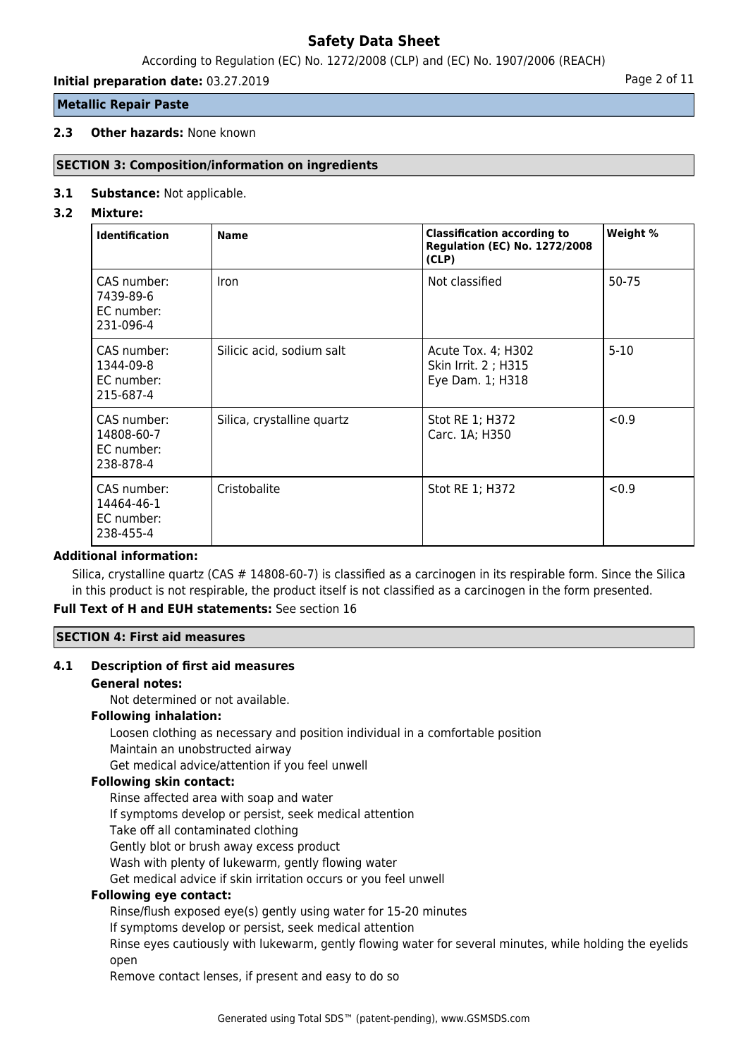**Metallic Repair Paste**

**2.3 Other hazards:** None known

## SECTION 3: Composition/information on ingredients

**3.1 Substance:** Not applicable.

**3.2 Mixture:**

| Identification | Name | Classification according to Regulation (EC) No. 1272/2008 (CLP) | Weight % |
|---|---|---|---|
| CAS number: 7439-89-6 EC number: 231-096-4 | Iron | Not classified | 50-75 |
| CAS number: 1344-09-8 EC number: 215-687-4 | Silicic acid, sodium salt | Acute Tox. 4; H302 Skin Irrit. 2 ; H315 Eye Dam. 1; H318 | 5-10 |
| CAS number: 14808-60-7 EC number: 238-878-4 | Silica, crystalline quartz | Stot RE 1; H372 Carc. 1A; H350 | <0.9 |
| CAS number: 14464-46-1 EC number: 238-455-4 | Cristobalite | Stot RE 1; H372 | <0.9 |

**Additional information:**

Silica, crystalline quartz (CAS # 14808-60-7) is classified as a carcinogen in its respirable form. Since the Silica in this product is not respirable, the product itself is not classified as a carcinogen in the form presented.

**Full Text of H and EUH statements:** See section 16

## SECTION 4: First aid measures

**4.1 Description of first aid measures**

**General notes:**

Not determined or not available.

**Following inhalation:**

Loosen clothing as necessary and position individual in a comfortable position
Maintain an unobstructed airway
Get medical advice/attention if you feel unwell

**Following skin contact:**

Rinse affected area with soap and water
If symptoms develop or persist, seek medical attention
Take off all contaminated clothing
Gently blot or brush away excess product
Wash with plenty of lukewarm, gently flowing water
Get medical advice if skin irritation occurs or you feel unwell

**Following eye contact:**

Rinse/flush exposed eye(s) gently using water for 15-20 minutes
If symptoms develop or persist, seek medical attention
Rinse eyes cautiously with lukewarm, gently flowing water for several minutes, while holding the eyelids open
Remove contact lenses, if present and easy to do so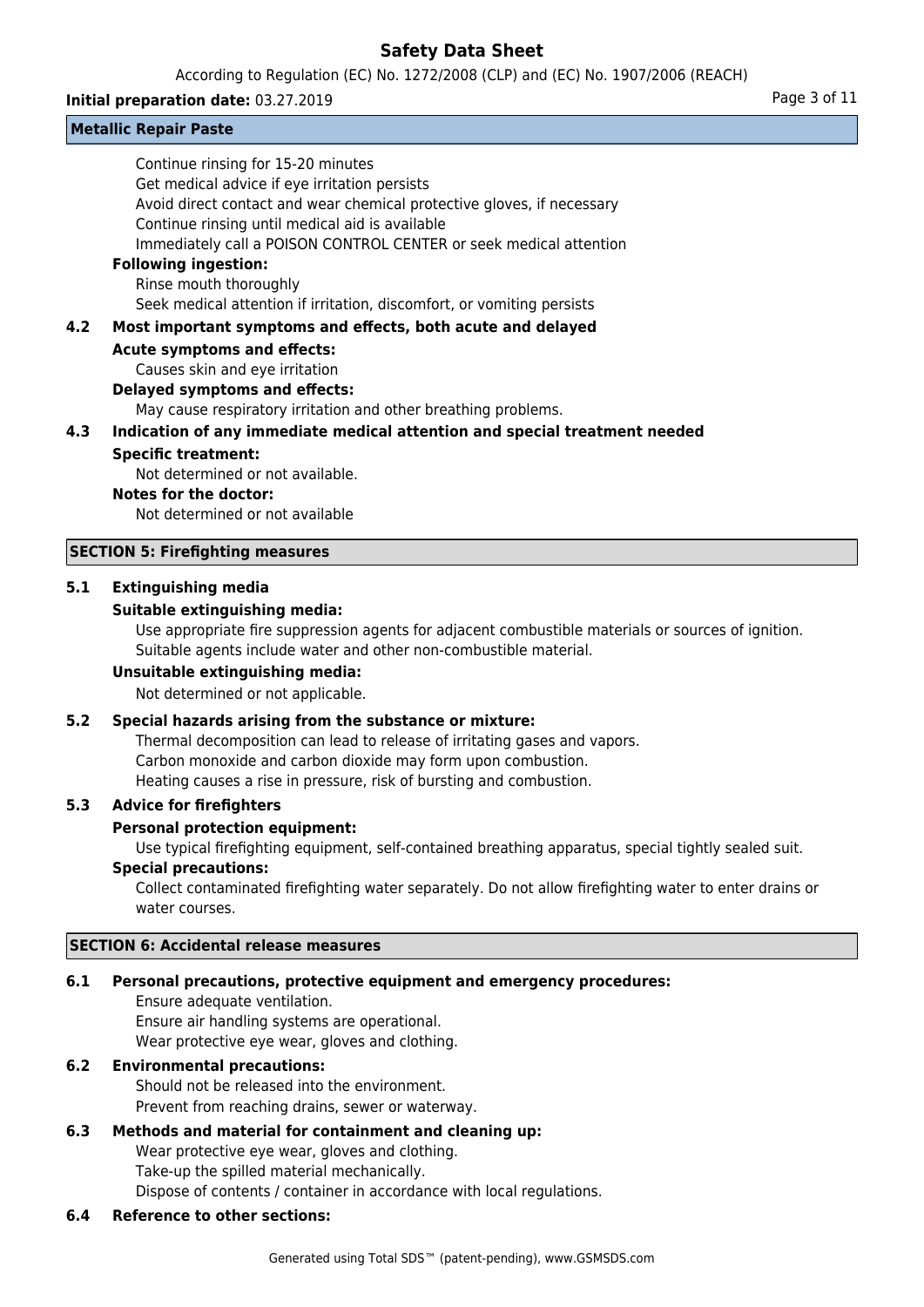Continue rinsing for 15-20 minutes
Get medical advice if eye irritation persists
Avoid direct contact and wear chemical protective gloves, if necessary
Continue rinsing until medical aid is available
Immediately call a POISON CONTROL CENTER or seek medical attention

**Following ingestion:**

Rinse mouth thoroughly
Seek medical attention if irritation, discomfort, or vomiting persists

### 4.2 Most important symptoms and effects, both acute and delayed

**Acute symptoms and effects:**

Causes skin and eye irritation

**Delayed symptoms and effects:**

May cause respiratory irritation and other breathing problems.

### 4.3 Indication of any immediate medical attention and special treatment needed

**Specific treatment:**

Not determined or not available.

**Notes for the doctor:**

Not determined or not available

## SECTION 5: Firefighting measures

### 5.1 Extinguishing media

**Suitable extinguishing media:**

Use appropriate fire suppression agents for adjacent combustible materials or sources of ignition.
Suitable agents include water and other non-combustible material.

**Unsuitable extinguishing media:**

Not determined or not applicable.

### 5.2 Special hazards arising from the substance or mixture:

Thermal decomposition can lead to release of irritating gases and vapors.
Carbon monoxide and carbon dioxide may form upon combustion.
Heating causes a rise in pressure, risk of bursting and combustion.

### 5.3 Advice for firefighters

**Personal protection equipment:**

Use typical firefighting equipment, self-contained breathing apparatus, special tightly sealed suit.

**Special precautions:**

Collect contaminated firefighting water separately. Do not allow firefighting water to enter drains or water courses.

## SECTION 6: Accidental release measures

### 6.1 Personal precautions, protective equipment and emergency procedures:

Ensure adequate ventilation.
Ensure air handling systems are operational.
Wear protective eye wear, gloves and clothing.

### 6.2 Environmental precautions:

Should not be released into the environment.
Prevent from reaching drains, sewer or waterway.

### 6.3 Methods and material for containment and cleaning up:

Wear protective eye wear, gloves and clothing.
Take-up the spilled material mechanically.
Dispose of contents / container in accordance with local regulations.

### 6.4 Reference to other sections: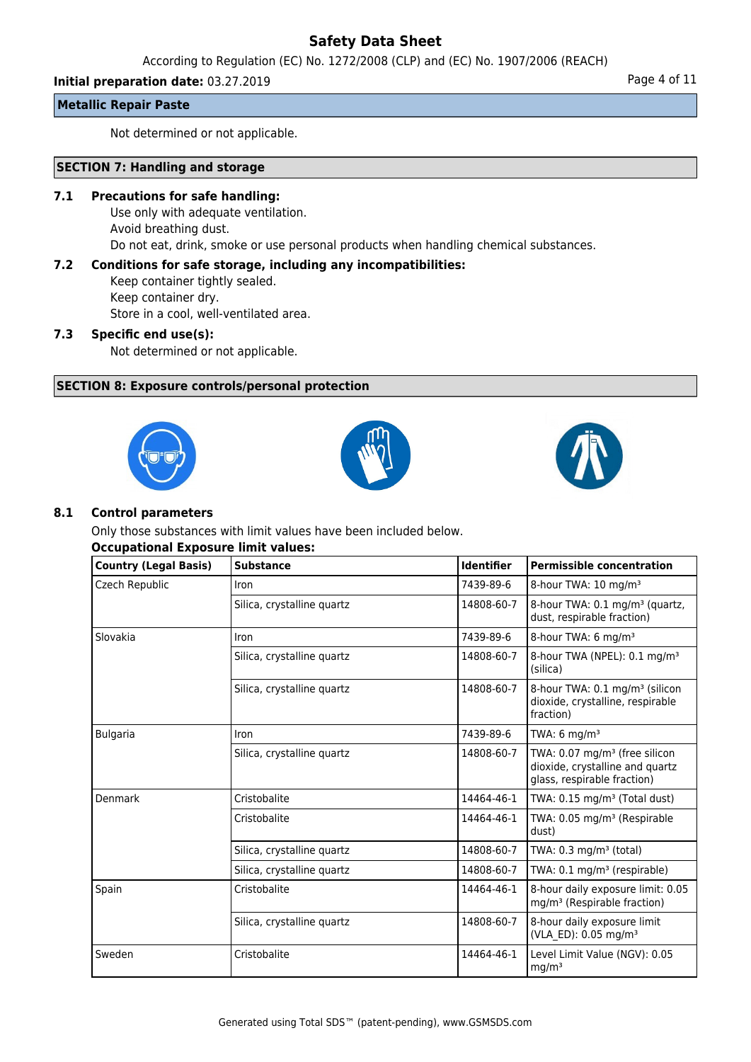Not determined or not applicable.

## SECTION 7: Handling and storage

**7.1 Precautions for safe handling:**

Use only with adequate ventilation.
Avoid breathing dust.
Do not eat, drink, smoke or use personal products when handling chemical substances.

**7.2 Conditions for safe storage, including any incompatibilities:**

Keep container tightly sealed.
Keep container dry.
Store in a cool, well-ventilated area.

**7.3 Specific end use(s):**

Not determined or not applicable.

## SECTION 8: Exposure controls/personal protection

**8.1 Control parameters**

Only those substances with limit values have been included below.

**Occupational Exposure limit values:**

| Country (Legal Basis) | Substance | Identifier | Permissible concentration |
|---|---|---|---|
| Czech Republic | Iron | 7439-89-6 | 8-hour TWA: 10 mg/m³ |
| | Silica, crystalline quartz | 14808-60-7 | 8-hour TWA: 0.1 mg/m³ (quartz, dust, respirable fraction) |
| Slovakia | Iron | 7439-89-6 | 8-hour TWA: 6 mg/m³ |
| | Silica, crystalline quartz | 14808-60-7 | 8-hour TWA (NPEL): 0.1 mg/m³ (silica) |
| | Silica, crystalline quartz | 14808-60-7 | 8-hour TWA: 0.1 mg/m³ (silicon dioxide, crystalline, respirable fraction) |
| Bulgaria | Iron | 7439-89-6 | TWA: 6 mg/m³ |
| | Silica, crystalline quartz | 14808-60-7 | TWA: 0.07 mg/m³ (free silicon dioxide, crystalline and quartz glass, respirable fraction) |
| Denmark | Cristobalite | 14464-46-1 | TWA: 0.15 mg/m³ (Total dust) |
| | Cristobalite | 14464-46-1 | TWA: 0.05 mg/m³ (Respirable dust) |
| | Silica, crystalline quartz | 14808-60-7 | TWA: 0.3 mg/m³ (total) |
| | Silica, crystalline quartz | 14808-60-7 | TWA: 0.1 mg/m³ (respirable) |
| Spain | Cristobalite | 14464-46-1 | 8-hour daily exposure limit: 0.05 mg/m³ (Respirable fraction) |
| | Silica, crystalline quartz | 14808-60-7 | 8-hour daily exposure limit (VLA_ED): 0.05 mg/m³ |
| Sweden | Cristobalite | 14464-46-1 | Level Limit Value (NGV): 0.05 mg/m³ |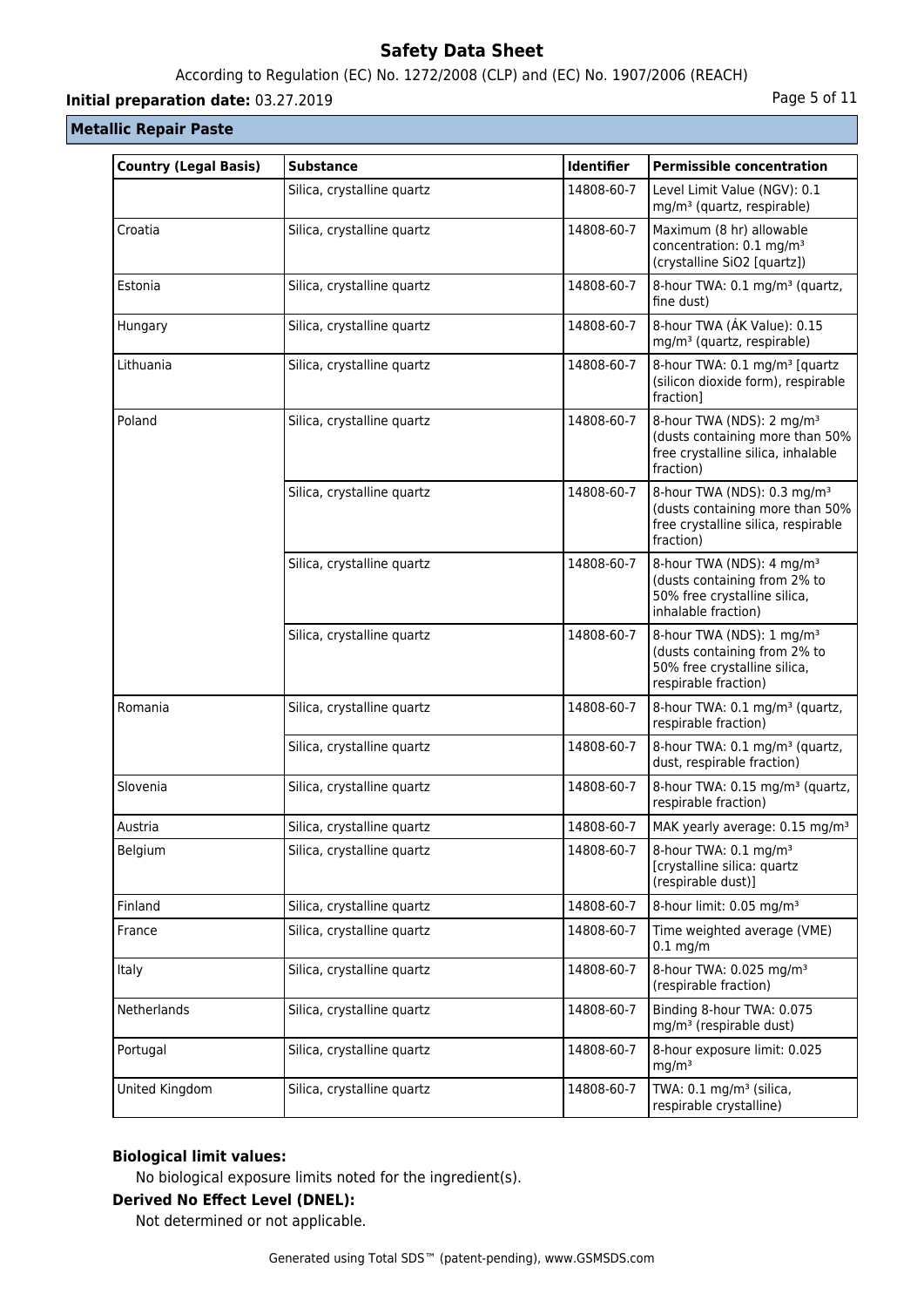## Metallic Repair Paste

| Country (Legal Basis) | Substance | Identifier | Permissible concentration |
| --- | --- | --- | --- |
| | Silica, crystalline quartz | 14808-60-7 | Level Limit Value (NGV): 0.1 mg/m³ (quartz, respirable) |
| Croatia | Silica, crystalline quartz | 14808-60-7 | Maximum (8 hr) allowable concentration: 0.1 mg/m³ (crystalline SiO2 [quartz]) |
| Estonia | Silica, crystalline quartz | 14808-60-7 | 8-hour TWA: 0.1 mg/m³ (quartz, fine dust) |
| Hungary | Silica, crystalline quartz | 14808-60-7 | 8-hour TWA (ÁK Value): 0.15 mg/m³ (quartz, respirable) |
| Lithuania | Silica, crystalline quartz | 14808-60-7 | 8-hour TWA: 0.1 mg/m³ [quartz (silicon dioxide form), respirable fraction] |
| Poland | Silica, crystalline quartz | 14808-60-7 | 8-hour TWA (NDS): 2 mg/m³ (dusts containing more than 50% free crystalline silica, inhalable fraction) |
| | Silica, crystalline quartz | 14808-60-7 | 8-hour TWA (NDS): 0.3 mg/m³ (dusts containing more than 50% free crystalline silica, respirable fraction) |
| | Silica, crystalline quartz | 14808-60-7 | 8-hour TWA (NDS): 4 mg/m³ (dusts containing from 2% to 50% free crystalline silica, inhalable fraction) |
| | Silica, crystalline quartz | 14808-60-7 | 8-hour TWA (NDS): 1 mg/m³ (dusts containing from 2% to 50% free crystalline silica, respirable fraction) |
| Romania | Silica, crystalline quartz | 14808-60-7 | 8-hour TWA: 0.1 mg/m³ (quartz, respirable fraction) |
| | Silica, crystalline quartz | 14808-60-7 | 8-hour TWA: 0.1 mg/m³ (quartz, dust, respirable fraction) |
| Slovenia | Silica, crystalline quartz | 14808-60-7 | 8-hour TWA: 0.15 mg/m³ (quartz, respirable fraction) |
| Austria | Silica, crystalline quartz | 14808-60-7 | MAK yearly average: 0.15 mg/m³ |
| Belgium | Silica, crystalline quartz | 14808-60-7 | 8-hour TWA: 0.1 mg/m³ [crystalline silica: quartz (respirable dust)] |
| Finland | Silica, crystalline quartz | 14808-60-7 | 8-hour limit: 0.05 mg/m³ |
| France | Silica, crystalline quartz | 14808-60-7 | Time weighted average (VME) 0.1 mg/m |
| Italy | Silica, crystalline quartz | 14808-60-7 | 8-hour TWA: 0.025 mg/m³ (respirable fraction) |
| Netherlands | Silica, crystalline quartz | 14808-60-7 | Binding 8-hour TWA: 0.075 mg/m³ (respirable dust) |
| Portugal | Silica, crystalline quartz | 14808-60-7 | 8-hour exposure limit: 0.025 mg/m³ |
| United Kingdom | Silica, crystalline quartz | 14808-60-7 | TWA: 0.1 mg/m³ (silica, respirable crystalline) |

**Biological limit values:**

No biological exposure limits noted for the ingredient(s).

**Derived No Effect Level (DNEL):**

Not determined or not applicable.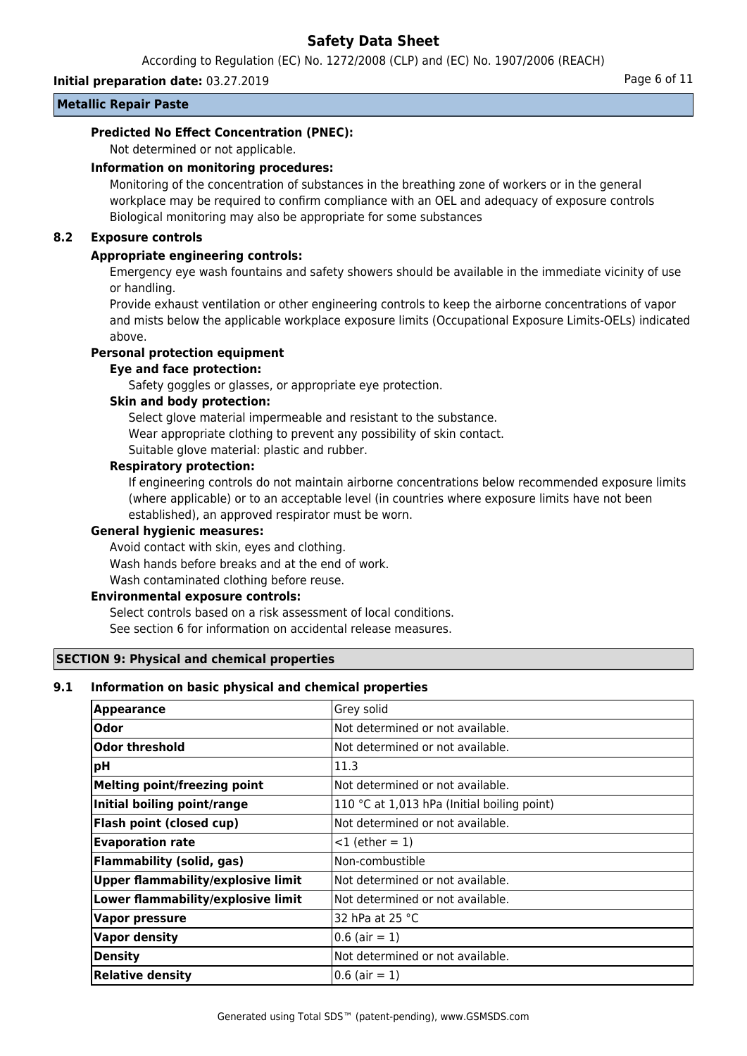**Metallic Repair Paste**

**Predicted No Effect Concentration (PNEC):**

Not determined or not applicable.

**Information on monitoring procedures:**

Monitoring of the concentration of substances in the breathing zone of workers or in the general workplace may be required to confirm compliance with an OEL and adequacy of exposure controls Biological monitoring may also be appropriate for some substances

### 8.2 Exposure controls

**Appropriate engineering controls:**

Emergency eye wash fountains and safety showers should be available in the immediate vicinity of use or handling.

Provide exhaust ventilation or other engineering controls to keep the airborne concentrations of vapor and mists below the applicable workplace exposure limits (Occupational Exposure Limits-OELs) indicated above.

**Personal protection equipment**

**Eye and face protection:**

Safety goggles or glasses, or appropriate eye protection.

**Skin and body protection:**

Select glove material impermeable and resistant to the substance.
Wear appropriate clothing to prevent any possibility of skin contact.
Suitable glove material: plastic and rubber.

**Respiratory protection:**

If engineering controls do not maintain airborne concentrations below recommended exposure limits (where applicable) or to an acceptable level (in countries where exposure limits have not been established), an approved respirator must be worn.

**General hygienic measures:**

Avoid contact with skin, eyes and clothing.
Wash hands before breaks and at the end of work.
Wash contaminated clothing before reuse.

**Environmental exposure controls:**

Select controls based on a risk assessment of local conditions.
See section 6 for information on accidental release measures.

## SECTION 9: Physical and chemical properties

### 9.1 Information on basic physical and chemical properties

| Property | Value |
|---|---|
| **Appearance** | Grey solid |
| **Odor** | Not determined or not available. |
| **Odor threshold** | Not determined or not available. |
| **pH** | 11.3 |
| **Melting point/freezing point** | Not determined or not available. |
| **Initial boiling point/range** | 110 °C at 1,013 hPa (Initial boiling point) |
| **Flash point (closed cup)** | Not determined or not available. |
| **Evaporation rate** | <1 (ether = 1) |
| **Flammability (solid, gas)** | Non-combustible |
| **Upper flammability/explosive limit** | Not determined or not available. |
| **Lower flammability/explosive limit** | Not determined or not available. |
| **Vapor pressure** | 32 hPa at 25 °C |
| **Vapor density** | 0.6 (air = 1) |
| **Density** | Not determined or not available. |
| **Relative density** | 0.6 (air = 1) |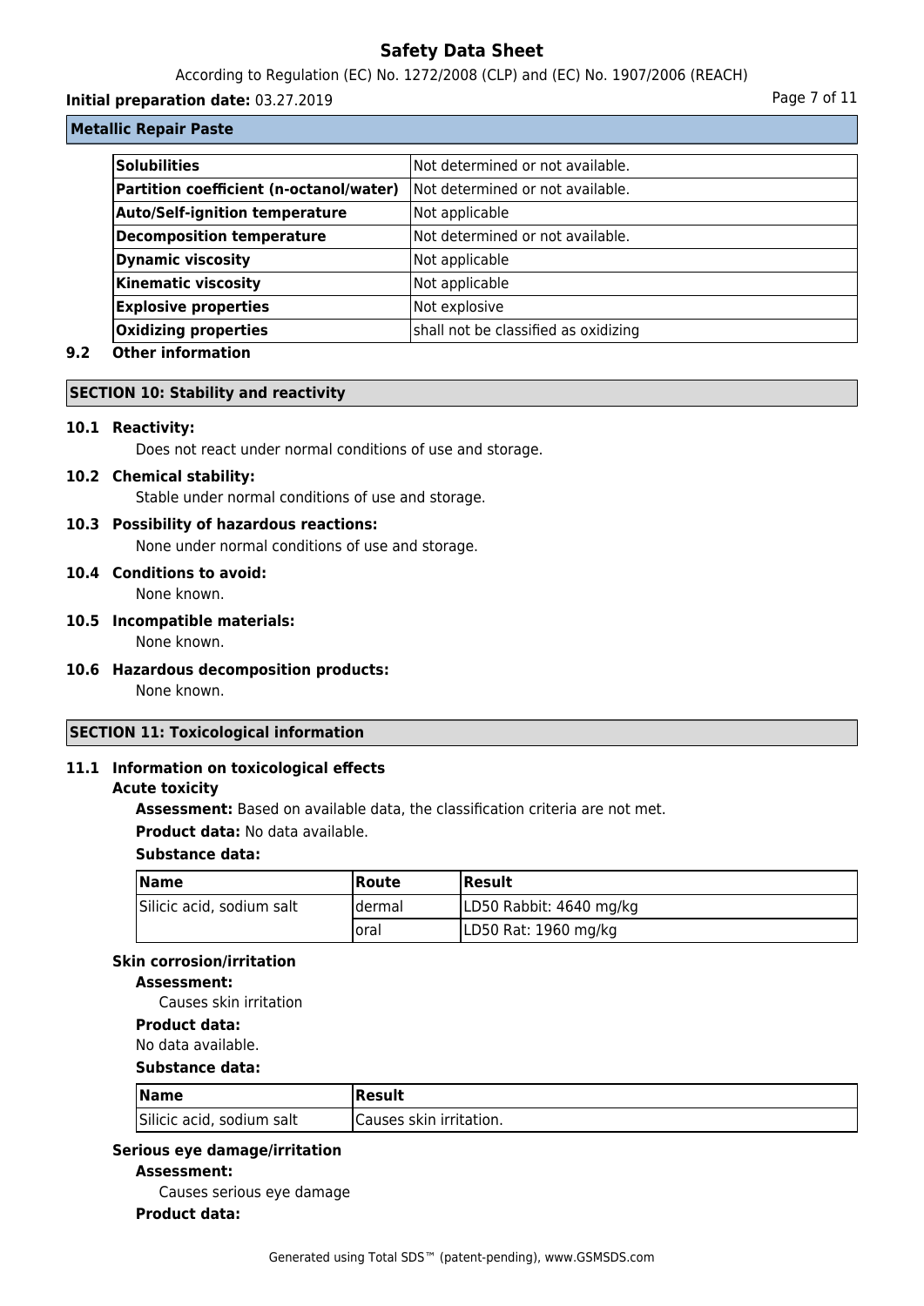**Metallic Repair Paste**

| Solubilities | Not determined or not available. |
|---|---|
| Partition coefficient (n-octanol/water) | Not determined or not available. |
| Auto/Self-ignition temperature | Not applicable |
| Decomposition temperature | Not determined or not available. |
| Dynamic viscosity | Not applicable |
| Kinematic viscosity | Not applicable |
| Explosive properties | Not explosive |
| Oxidizing properties | shall not be classified as oxidizing |

**9.2 Other information**

## SECTION 10: Stability and reactivity

**10.1 Reactivity:**

Does not react under normal conditions of use and storage.

**10.2 Chemical stability:**

Stable under normal conditions of use and storage.

**10.3 Possibility of hazardous reactions:**

None under normal conditions of use and storage.

**10.4 Conditions to avoid:**

None known.

**10.5 Incompatible materials:**

None known.

**10.6 Hazardous decomposition products:**

None known.

## SECTION 11: Toxicological information

**11.1 Information on toxicological effects**

**Acute toxicity**

**Assessment:** Based on available data, the classification criteria are not met.

**Product data:** No data available.

**Substance data:**

| Name | Route | Result |
|---|---|---|
| Silicic acid, sodium salt | dermal | LD50 Rabbit: 4640 mg/kg |
| | oral | LD50 Rat: 1960 mg/kg |

**Skin corrosion/irritation**

**Assessment:**

Causes skin irritation

**Product data:**

No data available.

**Substance data:**

| Name | Result |
|---|---|
| Silicic acid, sodium salt | Causes skin irritation. |

**Serious eye damage/irritation**

**Assessment:**

Causes serious eye damage

**Product data:**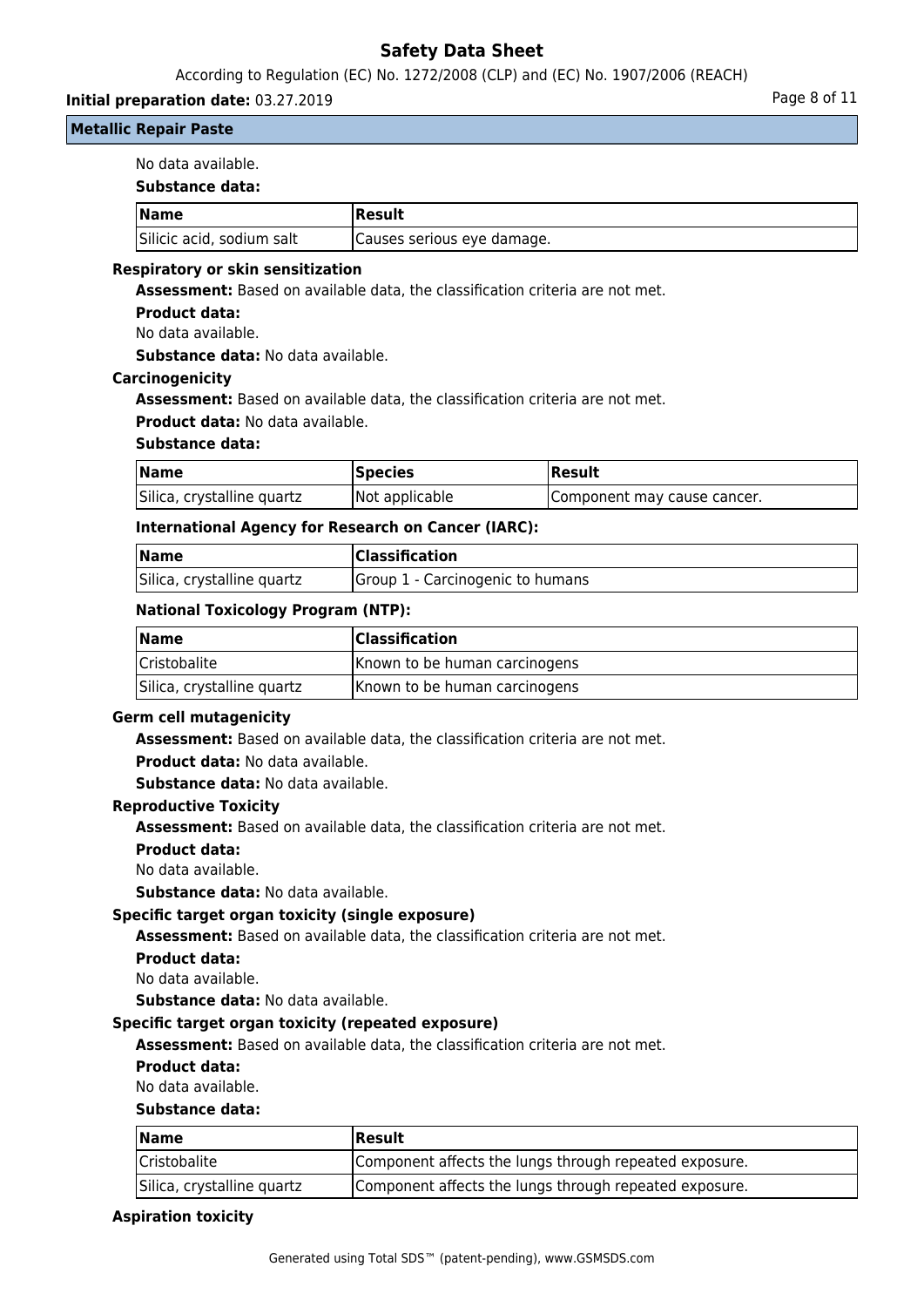No data available.

**Substance data:**

| Name | Result |
| --- | --- |
| Silicic acid, sodium salt | Causes serious eye damage. |

**Respiratory or skin sensitization**

**Assessment:** Based on available data, the classification criteria are not met.

**Product data:**

No data available.

**Substance data:** No data available.

**Carcinogenicity**

**Assessment:** Based on available data, the classification criteria are not met.

**Product data:** No data available.

**Substance data:**

| Name | Species | Result |
| --- | --- | --- |
| Silica, crystalline quartz | Not applicable | Component may cause cancer. |

**International Agency for Research on Cancer (IARC):**

| Name | Classification |
| --- | --- |
| Silica, crystalline quartz | Group 1 - Carcinogenic to humans |

**National Toxicology Program (NTP):**

| Name | Classification |
| --- | --- |
| Cristobalite | Known to be human carcinogens |
| Silica, crystalline quartz | Known to be human carcinogens |

**Germ cell mutagenicity**

**Assessment:** Based on available data, the classification criteria are not met.

**Product data:** No data available.

**Substance data:** No data available.

**Reproductive Toxicity**

**Assessment:** Based on available data, the classification criteria are not met.

**Product data:**

No data available.

**Substance data:** No data available.

**Specific target organ toxicity (single exposure)**

**Assessment:** Based on available data, the classification criteria are not met.

**Product data:**

No data available.

**Substance data:** No data available.

**Specific target organ toxicity (repeated exposure)**

**Assessment:** Based on available data, the classification criteria are not met.

**Product data:**

No data available.

**Substance data:**

| Name | Result |
| --- | --- |
| Cristobalite | Component affects the lungs through repeated exposure. |
| Silica, crystalline quartz | Component affects the lungs through repeated exposure. |

**Aspiration toxicity**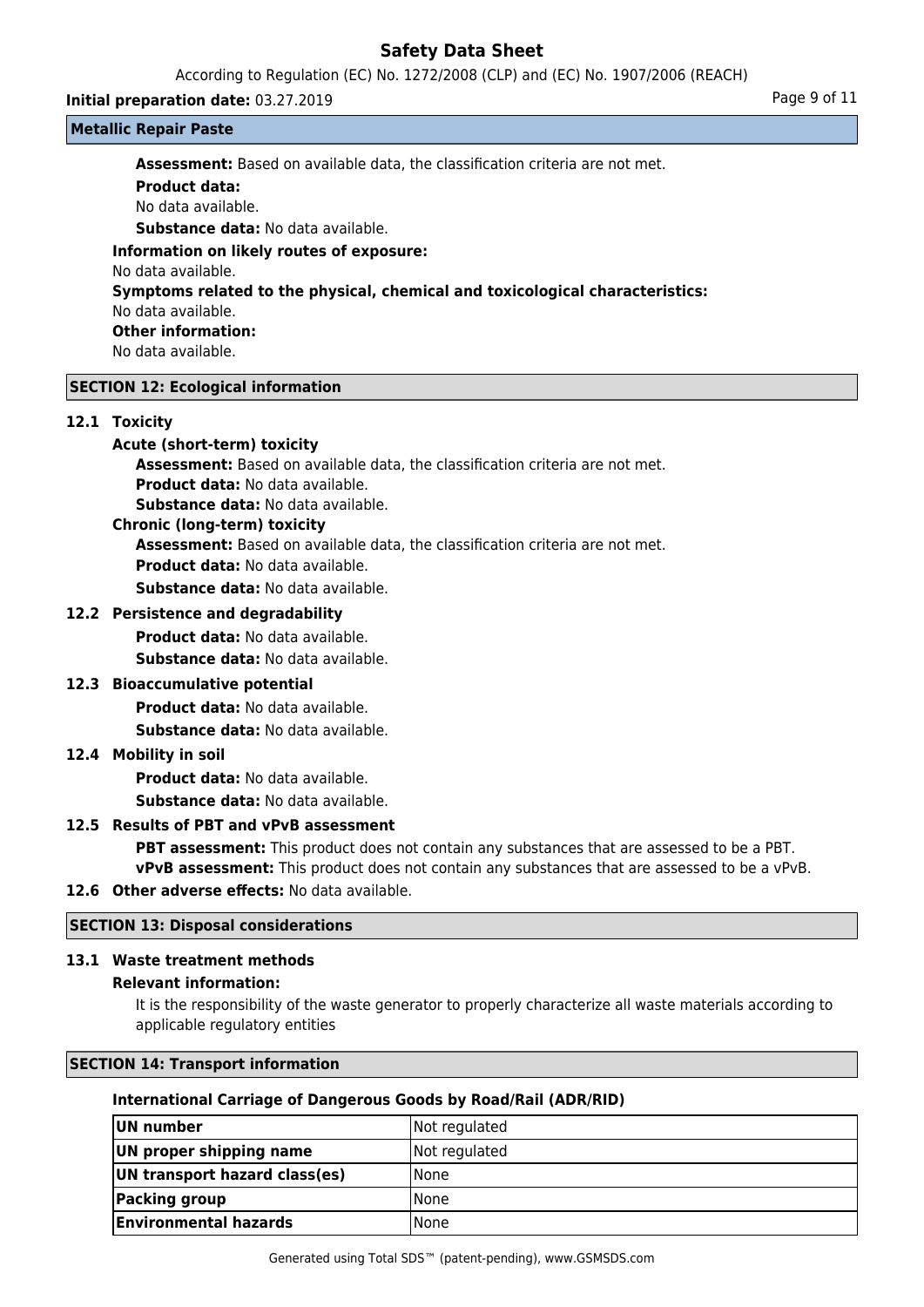**Assessment:** Based on available data, the classification criteria are not met.

**Product data:**

No data available.

**Substance data:** No data available.

**Information on likely routes of exposure:**

No data available.

**Symptoms related to the physical, chemical and toxicological characteristics:**

No data available.

**Other information:**

No data available.

## SECTION 12: Ecological information

### 12.1 Toxicity

**Acute (short-term) toxicity**

**Assessment:** Based on available data, the classification criteria are not met.

**Product data:** No data available.

**Substance data:** No data available.

**Chronic (long-term) toxicity**

**Assessment:** Based on available data, the classification criteria are not met.

**Product data:** No data available.

**Substance data:** No data available.

### 12.2 Persistence and degradability

**Product data:** No data available.

**Substance data:** No data available.

### 12.3 Bioaccumulative potential

**Product data:** No data available.

**Substance data:** No data available.

### 12.4 Mobility in soil

**Product data:** No data available.

**Substance data:** No data available.

### 12.5 Results of PBT and vPvB assessment

**PBT assessment:** This product does not contain any substances that are assessed to be a PBT.

**vPvB assessment:** This product does not contain any substances that are assessed to be a vPvB.

### 12.6 Other adverse effects: No data available.

## SECTION 13: Disposal considerations

### 13.1 Waste treatment methods

**Relevant information:**

It is the responsibility of the waste generator to properly characterize all waste materials according to applicable regulatory entities

## SECTION 14: Transport information

**International Carriage of Dangerous Goods by Road/Rail (ADR/RID)**

| | |
|---|---|
| **UN number** | Not regulated |
| **UN proper shipping name** | Not regulated |
| **UN transport hazard class(es)** | None |
| **Packing group** | None |
| **Environmental hazards** | None |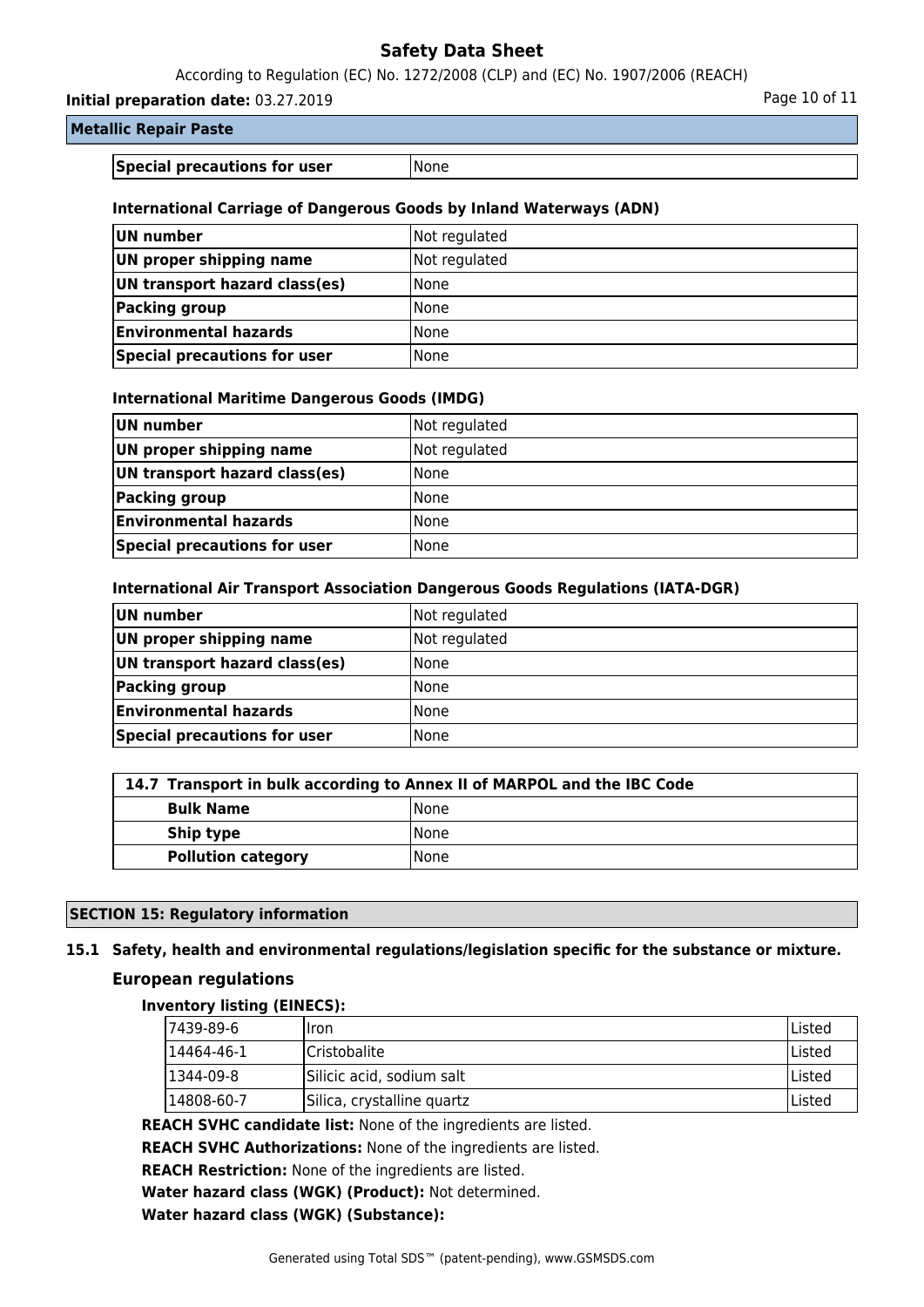**Metallic Repair Paste**

| **Special precautions for user** | None |
|---|---|

**International Carriage of Dangerous Goods by Inland Waterways (ADN)**

| **UN number** | Not regulated |
|---|---|
| **UN proper shipping name** | Not regulated |
| **UN transport hazard class(es)** | None |
| **Packing group** | None |
| **Environmental hazards** | None |
| **Special precautions for user** | None |

**International Maritime Dangerous Goods (IMDG)**

| **UN number** | Not regulated |
|---|---|
| **UN proper shipping name** | Not regulated |
| **UN transport hazard class(es)** | None |
| **Packing group** | None |
| **Environmental hazards** | None |
| **Special precautions for user** | None |

**International Air Transport Association Dangerous Goods Regulations (IATA-DGR)**

| **UN number** | Not regulated |
|---|---|
| **UN proper shipping name** | Not regulated |
| **UN transport hazard class(es)** | None |
| **Packing group** | None |
| **Environmental hazards** | None |
| **Special precautions for user** | None |

| **14.7 Transport in bulk according to Annex II of MARPOL and the IBC Code** | |
|---|---|
| **Bulk Name** | None |
| **Ship type** | None |
| **Pollution category** | None |

## SECTION 15: Regulatory information

### 15.1 Safety, health and environmental regulations/legislation specific for the substance or mixture.

#### European regulations

**Inventory listing (EINECS):**

| 7439-89-6 | Iron | Listed |
|---|---|---|
| 14464-46-1 | Cristobalite | Listed |
| 1344-09-8 | Silicic acid, sodium salt | Listed |
| 14808-60-7 | Silica, crystalline quartz | Listed |

**REACH SVHC candidate list:** None of the ingredients are listed.

**REACH SVHC Authorizations:** None of the ingredients are listed.

**REACH Restriction:** None of the ingredients are listed.

**Water hazard class (WGK) (Product):** Not determined.

**Water hazard class (WGK) (Substance):**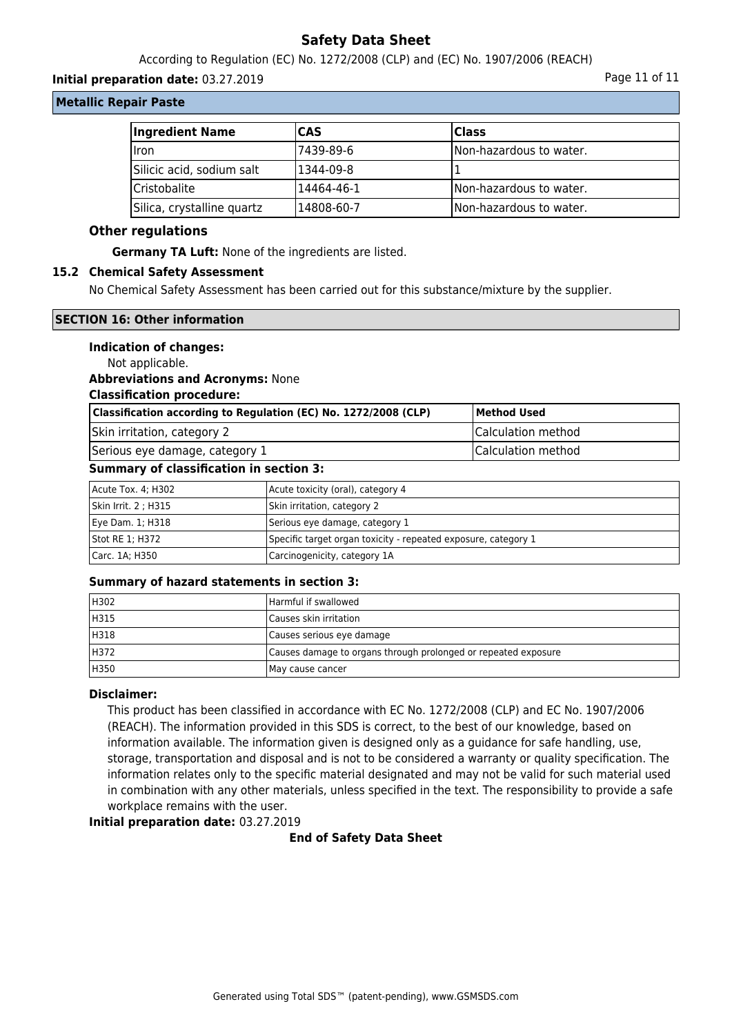**Metallic Repair Paste**

| Ingredient Name | CAS | Class |
|---|---|---|
| Iron | 7439-89-6 | Non-hazardous to water. |
| Silicic acid, sodium salt | 1344-09-8 | 1 |
| Cristobalite | 14464-46-1 | Non-hazardous to water. |
| Silica, crystalline quartz | 14808-60-7 | Non-hazardous to water. |

### Other regulations

**Germany TA Luft:** None of the ingredients are listed.

### 15.2 Chemical Safety Assessment

No Chemical Safety Assessment has been carried out for this substance/mixture by the supplier.

## SECTION 16: Other information

**Indication of changes:**

Not applicable.

**Abbreviations and Acronyms:** None

**Classification procedure:**

| Classification according to Regulation (EC) No. 1272/2008 (CLP) | Method Used |
|---|---|
| Skin irritation, category 2 | Calculation method |
| Serious eye damage, category 1 | Calculation method |

**Summary of classification in section 3:**

| | |
|---|---|
| Acute Tox. 4; H302 | Acute toxicity (oral), category 4 |
| Skin Irrit. 2 ; H315 | Skin irritation, category 2 |
| Eye Dam. 1; H318 | Serious eye damage, category 1 |
| Stot RE 1; H372 | Specific target organ toxicity - repeated exposure, category 1 |
| Carc. 1A; H350 | Carcinogenicity, category 1A |

**Summary of hazard statements in section 3:**

| | |
|---|---|
| H302 | Harmful if swallowed |
| H315 | Causes skin irritation |
| H318 | Causes serious eye damage |
| H372 | Causes damage to organs through prolonged or repeated exposure |
| H350 | May cause cancer |

**Disclaimer:**

This product has been classified in accordance with EC No. 1272/2008 (CLP) and EC No. 1907/2006 (REACH). The information provided in this SDS is correct, to the best of our knowledge, based on information available. The information given is designed only as a guidance for safe handling, use, storage, transportation and disposal and is not to be considered a warranty or quality specification. The information relates only to the specific material designated and may not be valid for such material used in combination with any other materials, unless specified in the text. The responsibility to provide a safe workplace remains with the user.

**Initial preparation date:** 03.27.2019

**End of Safety Data Sheet**